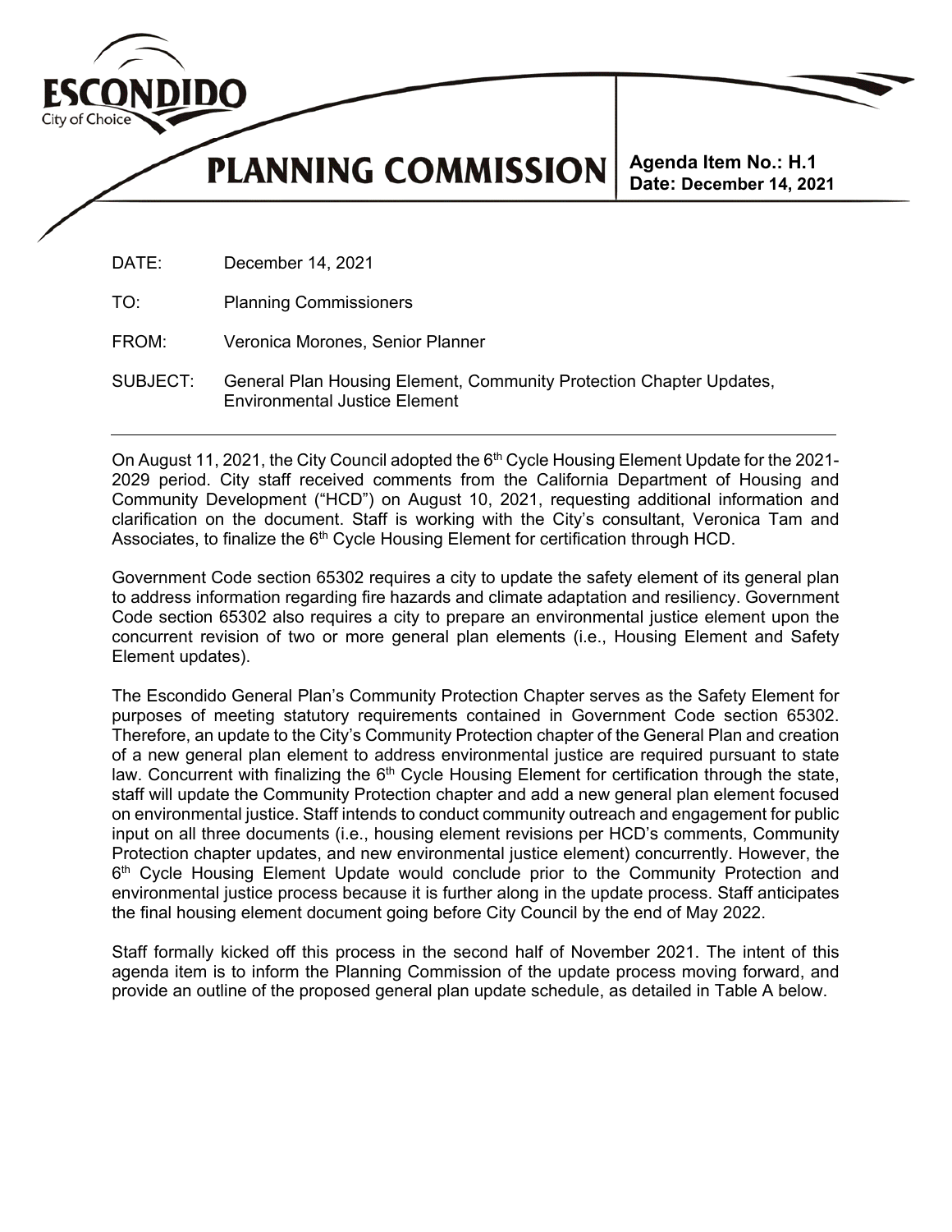ESCONDIDO
City of Choice

# PLANNING COMMISSION

**Agenda Item No.: H.1**
**Date: December 14, 2021**

DATE: December 14, 2021

TO: Planning Commissioners

FROM: Veronica Morones, Senior Planner

SUBJECT: General Plan Housing Element, Community Protection Chapter Updates, Environmental Justice Element

---

On August 11, 2021, the City Council adopted the 6th Cycle Housing Element Update for the 2021-2029 period. City staff received comments from the California Department of Housing and Community Development ("HCD") on August 10, 2021, requesting additional information and clarification on the document. Staff is working with the City's consultant, Veronica Tam and Associates, to finalize the 6th Cycle Housing Element for certification through HCD.

Government Code section 65302 requires a city to update the safety element of its general plan to address information regarding fire hazards and climate adaptation and resiliency. Government Code section 65302 also requires a city to prepare an environmental justice element upon the concurrent revision of two or more general plan elements (i.e., Housing Element and Safety Element updates).

The Escondido General Plan's Community Protection Chapter serves as the Safety Element for purposes of meeting statutory requirements contained in Government Code section 65302. Therefore, an update to the City's Community Protection chapter of the General Plan and creation of a new general plan element to address environmental justice are required pursuant to state law. Concurrent with finalizing the 6th Cycle Housing Element for certification through the state, staff will update the Community Protection chapter and add a new general plan element focused on environmental justice. Staff intends to conduct community outreach and engagement for public input on all three documents (i.e., housing element revisions per HCD's comments, Community Protection chapter updates, and new environmental justice element) concurrently. However, the 6th Cycle Housing Element Update would conclude prior to the Community Protection and environmental justice process because it is further along in the update process. Staff anticipates the final housing element document going before City Council by the end of May 2022.

Staff formally kicked off this process in the second half of November 2021. The intent of this agenda item is to inform the Planning Commission of the update process moving forward, and provide an outline of the proposed general plan update schedule, as detailed in Table A below.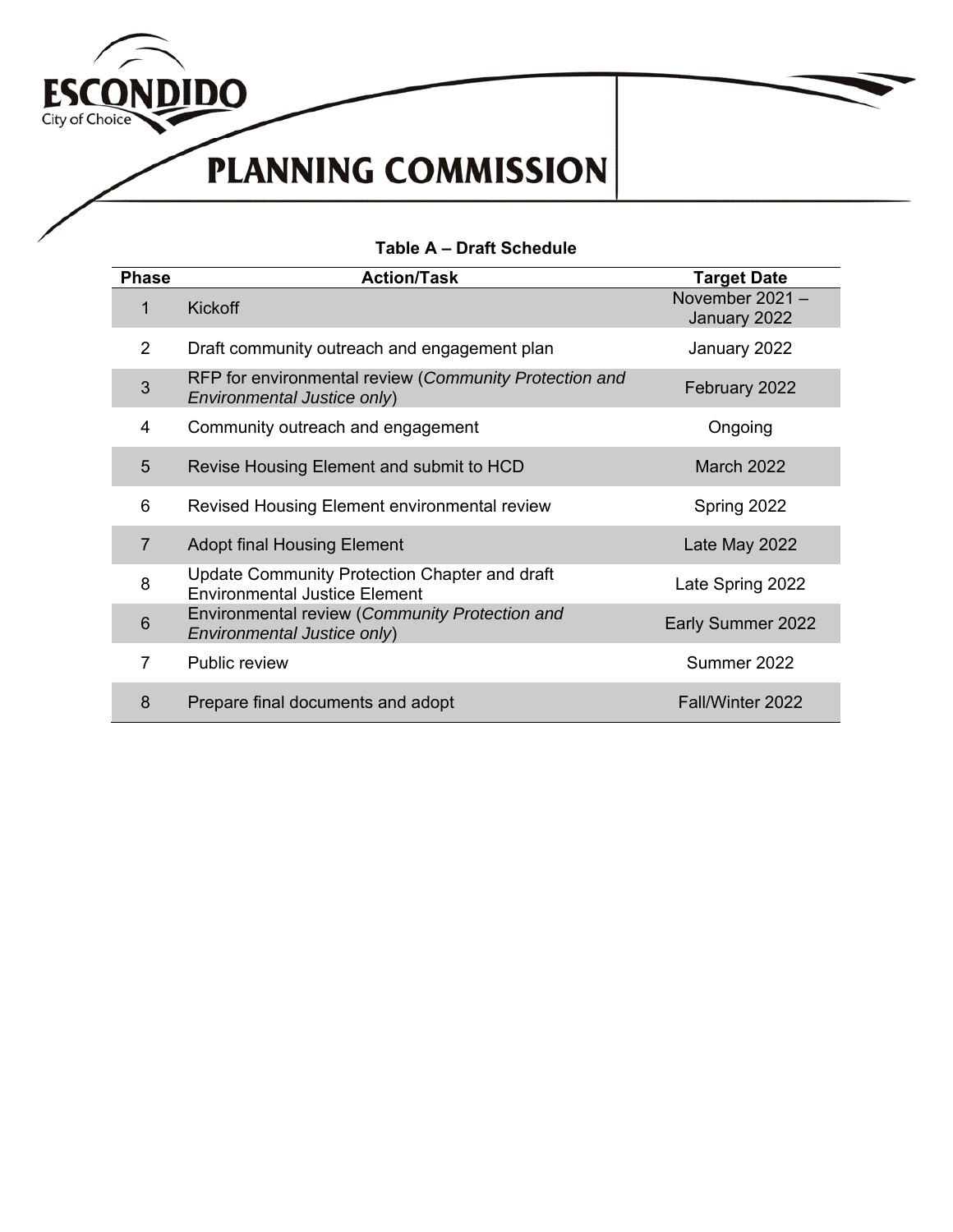**Table A – Draft Schedule**

| Phase | Action/Task | Target Date |
|---|---|---|
| 1 | Kickoff | November 2021 – January 2022 |
| 2 | Draft community outreach and engagement plan | January 2022 |
| 3 | RFP for environmental review (*Community Protection and Environmental Justice only*) | February 2022 |
| 4 | Community outreach and engagement | Ongoing |
| 5 | Revise Housing Element and submit to HCD | March 2022 |
| 6 | Revised Housing Element environmental review | Spring 2022 |
| 7 | Adopt final Housing Element | Late May 2022 |
| 8 | Update Community Protection Chapter and draft Environmental Justice Element | Late Spring 2022 |
| 6 | Environmental review (*Community Protection and Environmental Justice only*) | Early Summer 2022 |
| 7 | Public review | Summer 2022 |
| 8 | Prepare final documents and adopt | Fall/Winter 2022 |